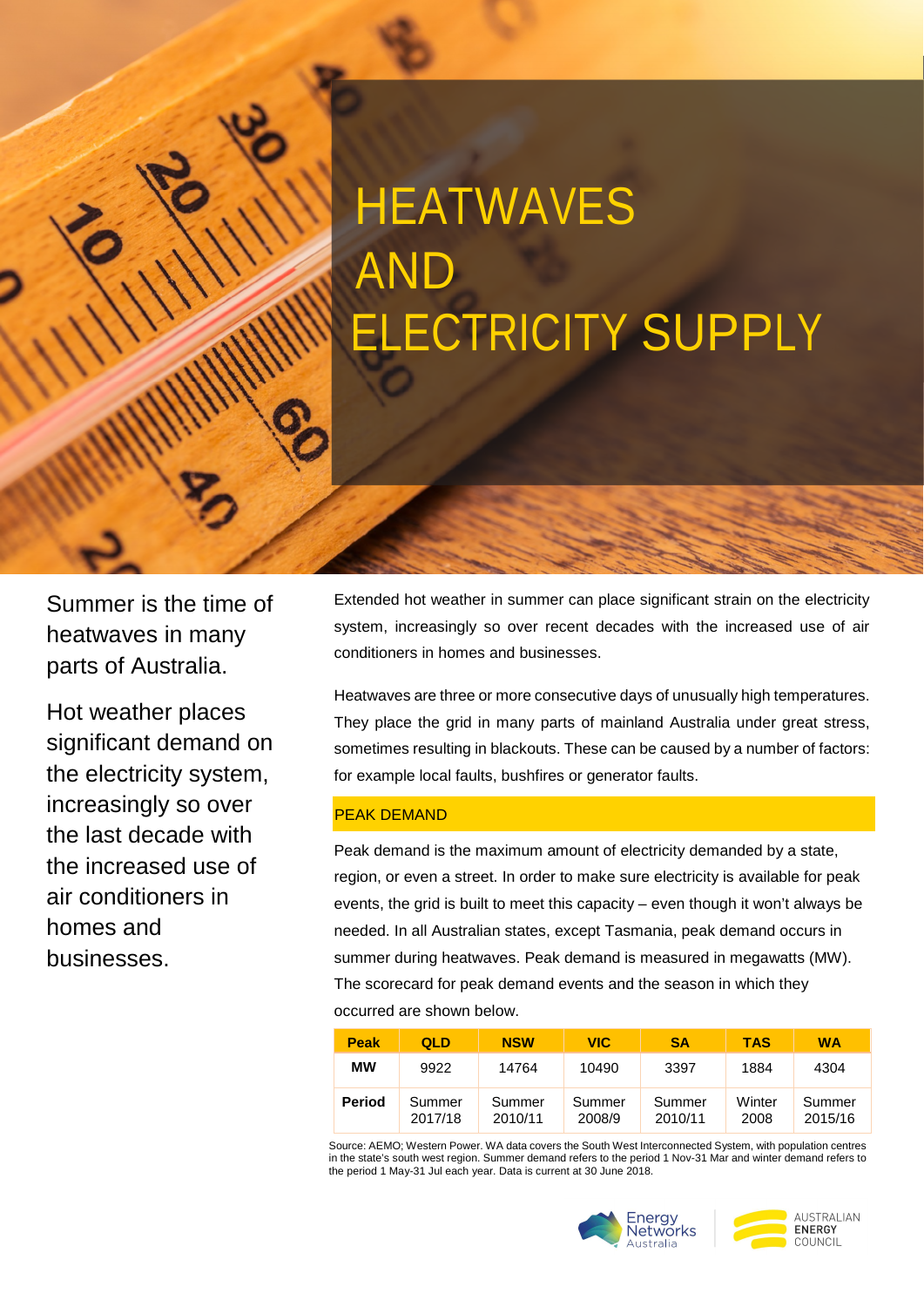# HEATWAVES AND ELECTRICITY SUPPLY

Summer is the time of heatwaves in many parts of Australia.

Hot weather places significant demand on the electricity system, increasingly so over the last decade with the increased use of air conditioners in homes and businesses.

Extended hot weather in summer can place significant strain on the electricity system, increasingly so over recent decades with the increased use of air conditioners in homes and businesses.

Heatwaves are three or more consecutive days of unusually high temperatures. They place the grid in many parts of mainland Australia under great stress, sometimes resulting in blackouts. These can be caused by a number of factors: for example local faults, bushfires or generator faults.

## PEAK DEMAND

Peak demand is the maximum amount of electricity demanded by a state, region, or even a street. In order to make sure electricity is available for peak events, the grid is built to meet this capacity – even though it won't always be needed. In all Australian states, except Tasmania, peak demand occurs in summer during heatwaves. Peak demand is measured in megawatts (MW). The scorecard for peak demand events and the season in which they occurred are shown below.

| Peak | QLD | NSW | VIC | SA | TAS | WA |
|---|---|---|---|---|---|---|
| **MW** | 9922 | 14764 | 10490 | 3397 | 1884 | 4304 |
| **Period** | Summer 2017/18 | Summer 2010/11 | Summer 2008/9 | Summer 2010/11 | Winter 2008 | Summer 2015/16 |

Source: AEMO; Western Power. WA data covers the South West Interconnected System, with population centres in the state's south west region. Summer demand refers to the period 1 Nov-31 Mar and winter demand refers to the period 1 May-31 Jul each year. Data is current at 30 June 2018.

Energy Networks Australia

AUSTRALIAN ENERGY COUNCIL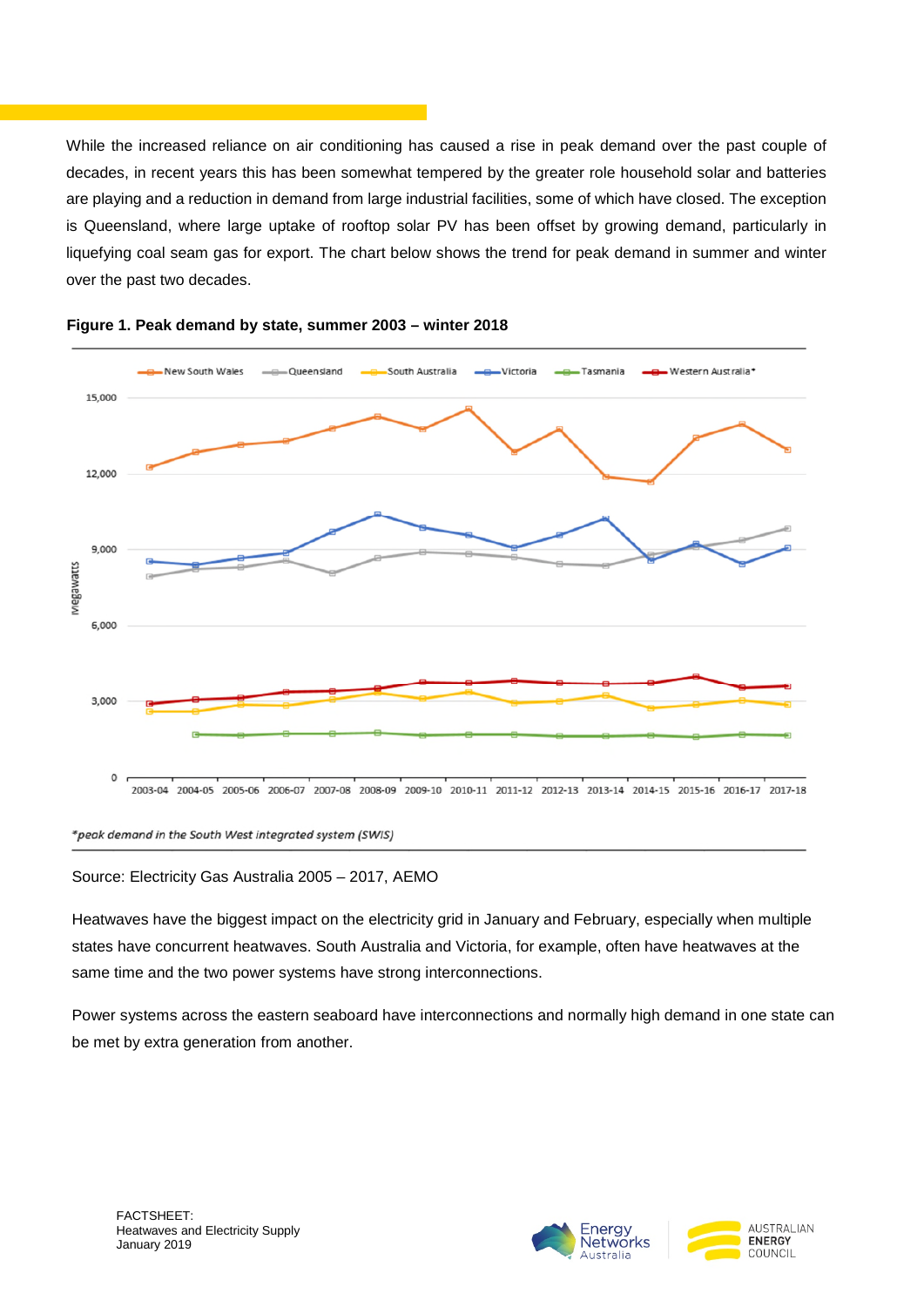While the increased reliance on air conditioning has caused a rise in peak demand over the past couple of decades, in recent years this has been somewhat tempered by the greater role household solar and batteries are playing and a reduction in demand from large industrial facilities, some of which have closed. The exception is Queensland, where large uptake of rooftop solar PV has been offset by growing demand, particularly in liquefying coal seam gas for export. The chart below shows the trend for peak demand in summer and winter over the past two decades.

**Figure 1. Peak demand by state, summer 2003 – winter 2018**

*peak demand in the South West integrated system (SWIS)

Source: Electricity Gas Australia 2005 – 2017, AEMO

Heatwaves have the biggest impact on the electricity grid in January and February, especially when multiple states have concurrent heatwaves. South Australia and Victoria, for example, often have heatwaves at the same time and the two power systems have strong interconnections.

Power systems across the eastern seaboard have interconnections and normally high demand in one state can be met by extra generation from another.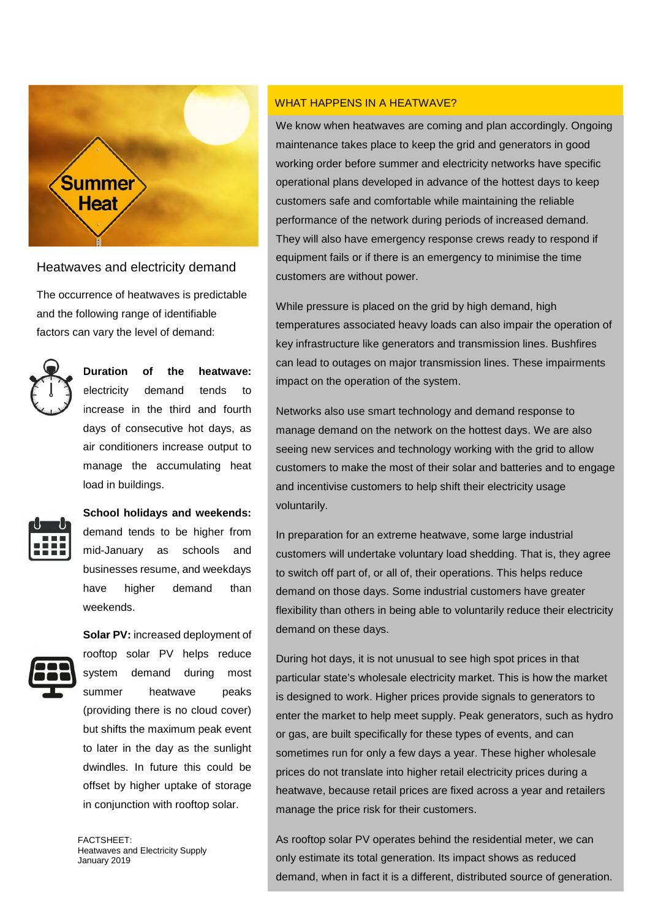## Heatwaves and electricity demand

The occurrence of heatwaves is predictable and the following range of identifiable factors can vary the level of demand:

**Duration of the heatwave:** electricity demand tends to increase in the third and fourth days of consecutive hot days, as air conditioners increase output to manage the accumulating heat load in buildings.

**School holidays and weekends:** demand tends to be higher from mid-January as schools and businesses resume, and weekdays have higher demand than weekends.

**Solar PV:** increased deployment of rooftop solar PV helps reduce system demand during most summer heatwave peaks (providing there is no cloud cover) but shifts the maximum peak event to later in the day as the sunlight dwindles. In future this could be offset by higher uptake of storage in conjunction with rooftop solar.

FACTSHEET:
Heatwaves and Electricity Supply
January 2019

## WHAT HAPPENS IN A HEATWAVE?

We know when heatwaves are coming and plan accordingly. Ongoing maintenance takes place to keep the grid and generators in good working order before summer and electricity networks have specific operational plans developed in advance of the hottest days to keep customers safe and comfortable while maintaining the reliable performance of the network during periods of increased demand. They will also have emergency response crews ready to respond if equipment fails or if there is an emergency to minimise the time customers are without power.

While pressure is placed on the grid by high demand, high temperatures associated heavy loads can also impair the operation of key infrastructure like generators and transmission lines. Bushfires can lead to outages on major transmission lines. These impairments impact on the operation of the system.

Networks also use smart technology and demand response to manage demand on the network on the hottest days. We are also seeing new services and technology working with the grid to allow customers to make the most of their solar and batteries and to engage and incentivise customers to help shift their electricity usage voluntarily.

In preparation for an extreme heatwave, some large industrial customers will undertake voluntary load shedding. That is, they agree to switch off part of, or all of, their operations. This helps reduce demand on those days. Some industrial customers have greater flexibility than others in being able to voluntarily reduce their electricity demand on these days.

During hot days, it is not unusual to see high spot prices in that particular state's wholesale electricity market. This is how the market is designed to work. Higher prices provide signals to generators to enter the market to help meet supply. Peak generators, such as hydro or gas, are built specifically for these types of events, and can sometimes run for only a few days a year. These higher wholesale prices do not translate into higher retail electricity prices during a heatwave, because retail prices are fixed across a year and retailers manage the price risk for their customers.

As rooftop solar PV operates behind the residential meter, we can only estimate its total generation. Its impact shows as reduced demand, when in fact it is a different, distributed source of generation.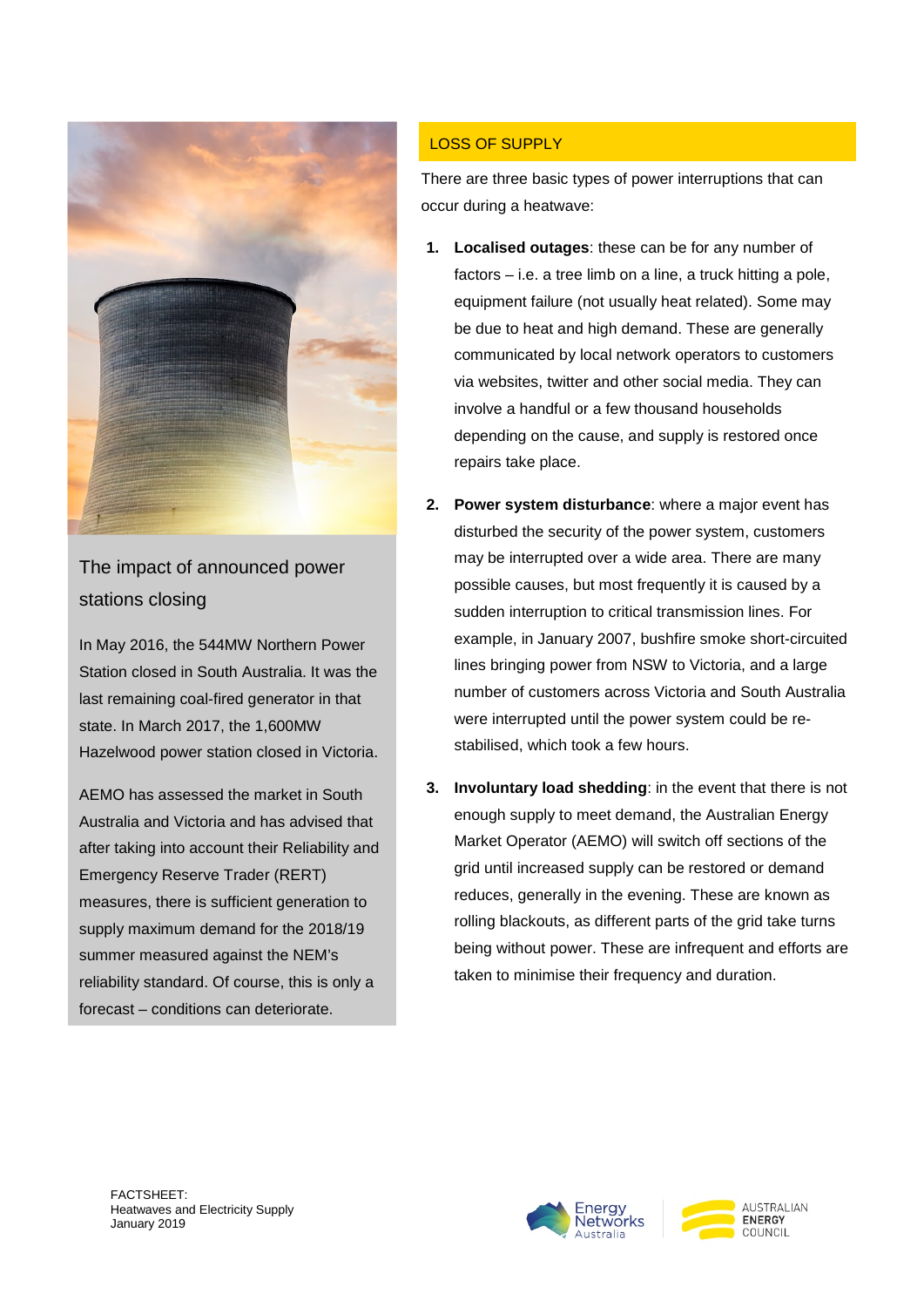## The impact of announced power stations closing

In May 2016, the 544MW Northern Power Station closed in South Australia. It was the last remaining coal-fired generator in that state. In March 2017, the 1,600MW Hazelwood power station closed in Victoria.

AEMO has assessed the market in South Australia and Victoria and has advised that after taking into account their Reliability and Emergency Reserve Trader (RERT) measures, there is sufficient generation to supply maximum demand for the 2018/19 summer measured against the NEM's reliability standard. Of course, this is only a forecast – conditions can deteriorate.

## LOSS OF SUPPLY

There are three basic types of power interruptions that can occur during a heatwave:

1. **Localised outages**: these can be for any number of factors – i.e. a tree limb on a line, a truck hitting a pole, equipment failure (not usually heat related). Some may be due to heat and high demand. These are generally communicated by local network operators to customers via websites, twitter and other social media. They can involve a handful or a few thousand households depending on the cause, and supply is restored once repairs take place.

2. **Power system disturbance**: where a major event has disturbed the security of the power system, customers may be interrupted over a wide area. There are many possible causes, but most frequently it is caused by a sudden interruption to critical transmission lines. For example, in January 2007, bushfire smoke short-circuited lines bringing power from NSW to Victoria, and a large number of customers across Victoria and South Australia were interrupted until the power system could be re-stabilised, which took a few hours.

3. **Involuntary load shedding**: in the event that there is not enough supply to meet demand, the Australian Energy Market Operator (AEMO) will switch off sections of the grid until increased supply can be restored or demand reduces, generally in the evening. These are known as rolling blackouts, as different parts of the grid take turns being without power. These are infrequent and efforts are taken to minimise their frequency and duration.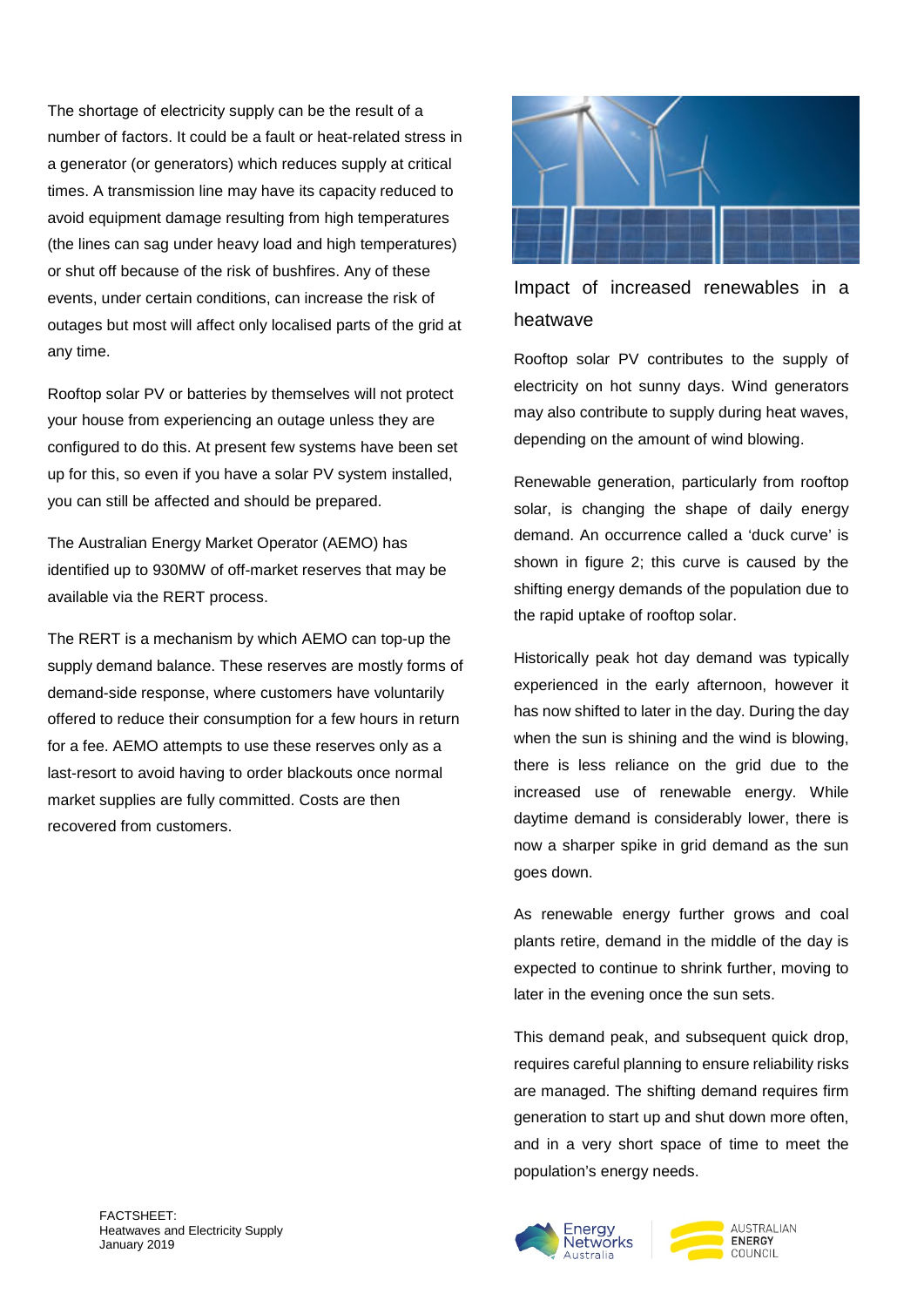The shortage of electricity supply can be the result of a number of factors. It could be a fault or heat-related stress in a generator (or generators) which reduces supply at critical times. A transmission line may have its capacity reduced to avoid equipment damage resulting from high temperatures (the lines can sag under heavy load and high temperatures) or shut off because of the risk of bushfires. Any of these events, under certain conditions, can increase the risk of outages but most will affect only localised parts of the grid at any time.

Rooftop solar PV or batteries by themselves will not protect your house from experiencing an outage unless they are configured to do this. At present few systems have been set up for this, so even if you have a solar PV system installed, you can still be affected and should be prepared.

The Australian Energy Market Operator (AEMO) has identified up to 930MW of off-market reserves that may be available via the RERT process.

The RERT is a mechanism by which AEMO can top-up the supply demand balance. These reserves are mostly forms of demand-side response, where customers have voluntarily offered to reduce their consumption for a few hours in return for a fee. AEMO attempts to use these reserves only as a last-resort to avoid having to order blackouts once normal market supplies are fully committed. Costs are then recovered from customers.

## Impact of increased renewables in a heatwave

Rooftop solar PV contributes to the supply of electricity on hot sunny days. Wind generators may also contribute to supply during heat waves, depending on the amount of wind blowing.

Renewable generation, particularly from rooftop solar, is changing the shape of daily energy demand. An occurrence called a 'duck curve' is shown in figure 2; this curve is caused by the shifting energy demands of the population due to the rapid uptake of rooftop solar.

Historically peak hot day demand was typically experienced in the early afternoon, however it has now shifted to later in the day. During the day when the sun is shining and the wind is blowing, there is less reliance on the grid due to the increased use of renewable energy. While daytime demand is considerably lower, there is now a sharper spike in grid demand as the sun goes down.

As renewable energy further grows and coal plants retire, demand in the middle of the day is expected to continue to shrink further, moving to later in the evening once the sun sets.

This demand peak, and subsequent quick drop, requires careful planning to ensure reliability risks are managed. The shifting demand requires firm generation to start up and shut down more often, and in a very short space of time to meet the population's energy needs.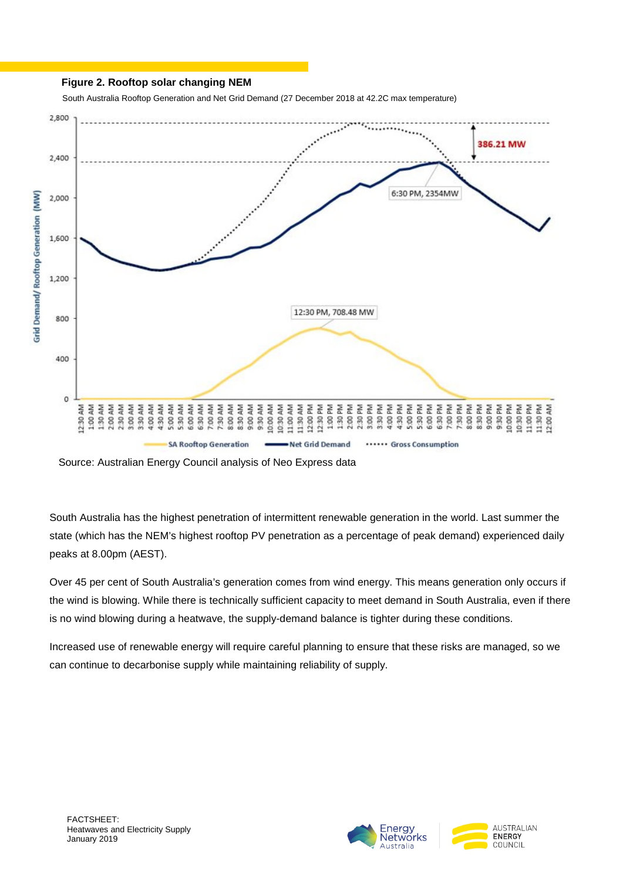**Figure 2. Rooftop solar changing NEM**

South Australia Rooftop Generation and Net Grid Demand (27 December 2018 at 42.2C max temperature)

Source: Australian Energy Council analysis of Neo Express data

South Australia has the highest penetration of intermittent renewable generation in the world. Last summer the state (which has the NEM's highest rooftop PV penetration as a percentage of peak demand) experienced daily peaks at 8.00pm (AEST).

Over 45 per cent of South Australia's generation comes from wind energy. This means generation only occurs if the wind is blowing. While there is technically sufficient capacity to meet demand in South Australia, even if there is no wind blowing during a heatwave, the supply-demand balance is tighter during these conditions.

Increased use of renewable energy will require careful planning to ensure that these risks are managed, so we can continue to decarbonise supply while maintaining reliability of supply.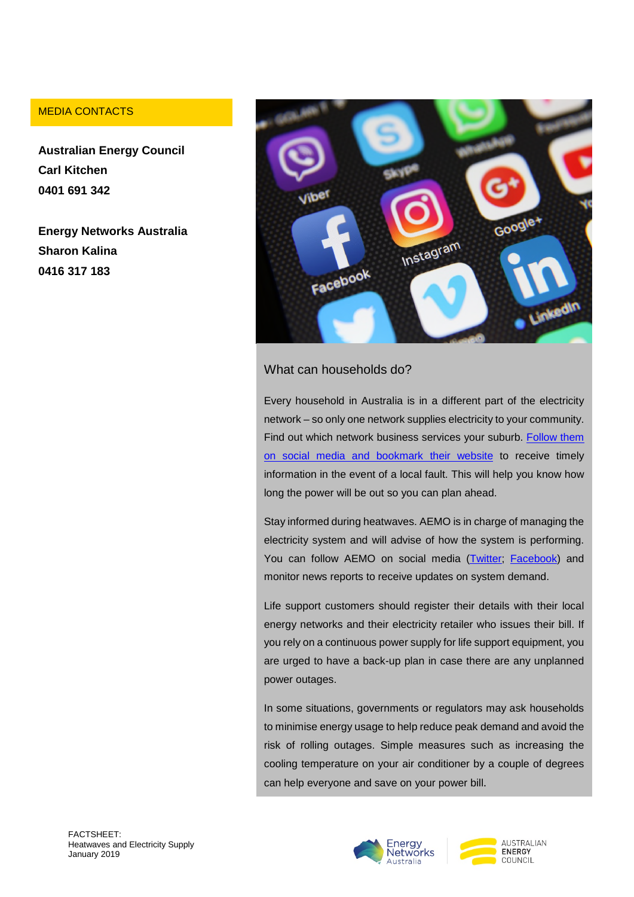MEDIA CONTACTS

**Australian Energy Council**
**Carl Kitchen**
**0401 691 342**

**Energy Networks Australia**
**Sharon Kalina**
**0416 317 183**

## What can households do?

Every household in Australia is in a different part of the electricity network – so only one network supplies electricity to your community. Find out which network business services your suburb. Follow them on social media and bookmark their website to receive timely information in the event of a local fault. This will help you know how long the power will be out so you can plan ahead.

Stay informed during heatwaves. AEMO is in charge of managing the electricity system and will advise of how the system is performing. You can follow AEMO on social media (Twitter; Facebook) and monitor news reports to receive updates on system demand.

Life support customers should register their details with their local energy networks and their electricity retailer who issues their bill. If you rely on a continuous power supply for life support equipment, you are urged to have a back-up plan in case there are any unplanned power outages.

In some situations, governments or regulators may ask households to minimise energy usage to help reduce peak demand and avoid the risk of rolling outages. Simple measures such as increasing the cooling temperature on your air conditioner by a couple of degrees can help everyone and save on your power bill.

FACTSHEET:
Heatwaves and Electricity Supply
January 2019